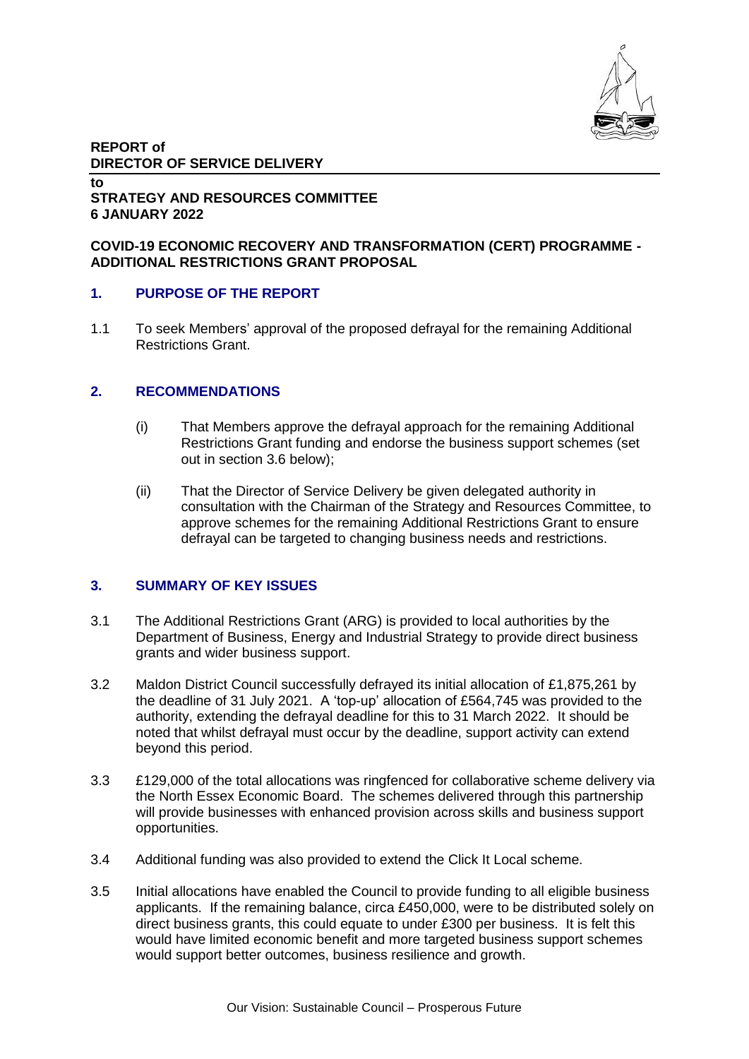**REPORT of**
**DIRECTOR OF SERVICE DELIVERY**

**to**
**STRATEGY AND RESOURCES COMMITTEE**
**6 JANUARY 2022**

**COVID-19 ECONOMIC RECOVERY AND TRANSFORMATION (CERT) PROGRAMME - ADDITIONAL RESTRICTIONS GRANT PROPOSAL**

## 1. PURPOSE OF THE REPORT

1.1 To seek Members' approval of the proposed defrayal for the remaining Additional Restrictions Grant.

## 2. RECOMMENDATIONS

(i) That Members approve the defrayal approach for the remaining Additional Restrictions Grant funding and endorse the business support schemes (set out in section 3.6 below);

(ii) That the Director of Service Delivery be given delegated authority in consultation with the Chairman of the Strategy and Resources Committee, to approve schemes for the remaining Additional Restrictions Grant to ensure defrayal can be targeted to changing business needs and restrictions.

## 3. SUMMARY OF KEY ISSUES

3.1 The Additional Restrictions Grant (ARG) is provided to local authorities by the Department of Business, Energy and Industrial Strategy to provide direct business grants and wider business support.

3.2 Maldon District Council successfully defrayed its initial allocation of £1,875,261 by the deadline of 31 July 2021. A 'top-up' allocation of £564,745 was provided to the authority, extending the defrayal deadline for this to 31 March 2022. It should be noted that whilst defrayal must occur by the deadline, support activity can extend beyond this period.

3.3 £129,000 of the total allocations was ringfenced for collaborative scheme delivery via the North Essex Economic Board. The schemes delivered through this partnership will provide businesses with enhanced provision across skills and business support opportunities.

3.4 Additional funding was also provided to extend the Click It Local scheme.

3.5 Initial allocations have enabled the Council to provide funding to all eligible business applicants. If the remaining balance, circa £450,000, were to be distributed solely on direct business grants, this could equate to under £300 per business. It is felt this would have limited economic benefit and more targeted business support schemes would support better outcomes, business resilience and growth.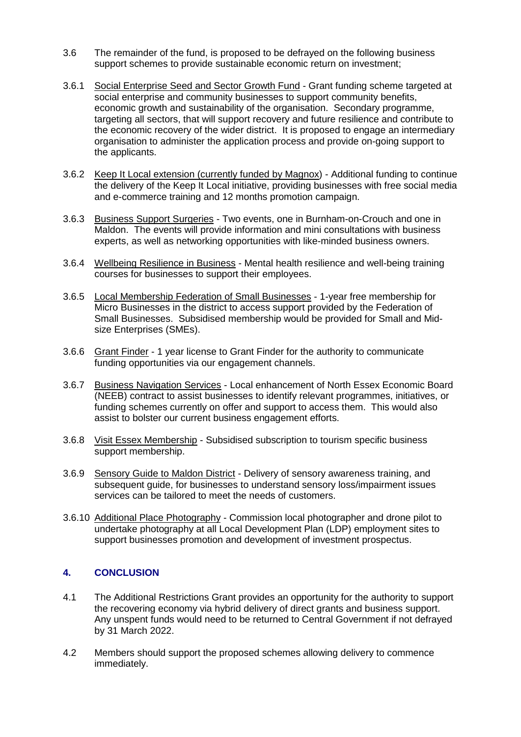3.6 The remainder of the fund, is proposed to be defrayed on the following business support schemes to provide sustainable economic return on investment;

3.6.1 Social Enterprise Seed and Sector Growth Fund - Grant funding scheme targeted at social enterprise and community businesses to support community benefits, economic growth and sustainability of the organisation. Secondary programme, targeting all sectors, that will support recovery and future resilience and contribute to the economic recovery of the wider district. It is proposed to engage an intermediary organisation to administer the application process and provide on-going support to the applicants.

3.6.2 Keep It Local extension (currently funded by Magnox) - Additional funding to continue the delivery of the Keep It Local initiative, providing businesses with free social media and e-commerce training and 12 months promotion campaign.

3.6.3 Business Support Surgeries - Two events, one in Burnham-on-Crouch and one in Maldon. The events will provide information and mini consultations with business experts, as well as networking opportunities with like-minded business owners.

3.6.4 Wellbeing Resilience in Business - Mental health resilience and well-being training courses for businesses to support their employees.

3.6.5 Local Membership Federation of Small Businesses - 1-year free membership for Micro Businesses in the district to access support provided by the Federation of Small Businesses. Subsidised membership would be provided for Small and Mid-size Enterprises (SMEs).

3.6.6 Grant Finder - 1 year license to Grant Finder for the authority to communicate funding opportunities via our engagement channels.

3.6.7 Business Navigation Services - Local enhancement of North Essex Economic Board (NEEB) contract to assist businesses to identify relevant programmes, initiatives, or funding schemes currently on offer and support to access them. This would also assist to bolster our current business engagement efforts.

3.6.8 Visit Essex Membership - Subsidised subscription to tourism specific business support membership.

3.6.9 Sensory Guide to Maldon District - Delivery of sensory awareness training, and subsequent guide, for businesses to understand sensory loss/impairment issues services can be tailored to meet the needs of customers.

3.6.10 Additional Place Photography - Commission local photographer and drone pilot to undertake photography at all Local Development Plan (LDP) employment sites to support businesses promotion and development of investment prospectus.

## 4. CONCLUSION

4.1 The Additional Restrictions Grant provides an opportunity for the authority to support the recovering economy via hybrid delivery of direct grants and business support. Any unspent funds would need to be returned to Central Government if not defrayed by 31 March 2022.

4.2 Members should support the proposed schemes allowing delivery to commence immediately.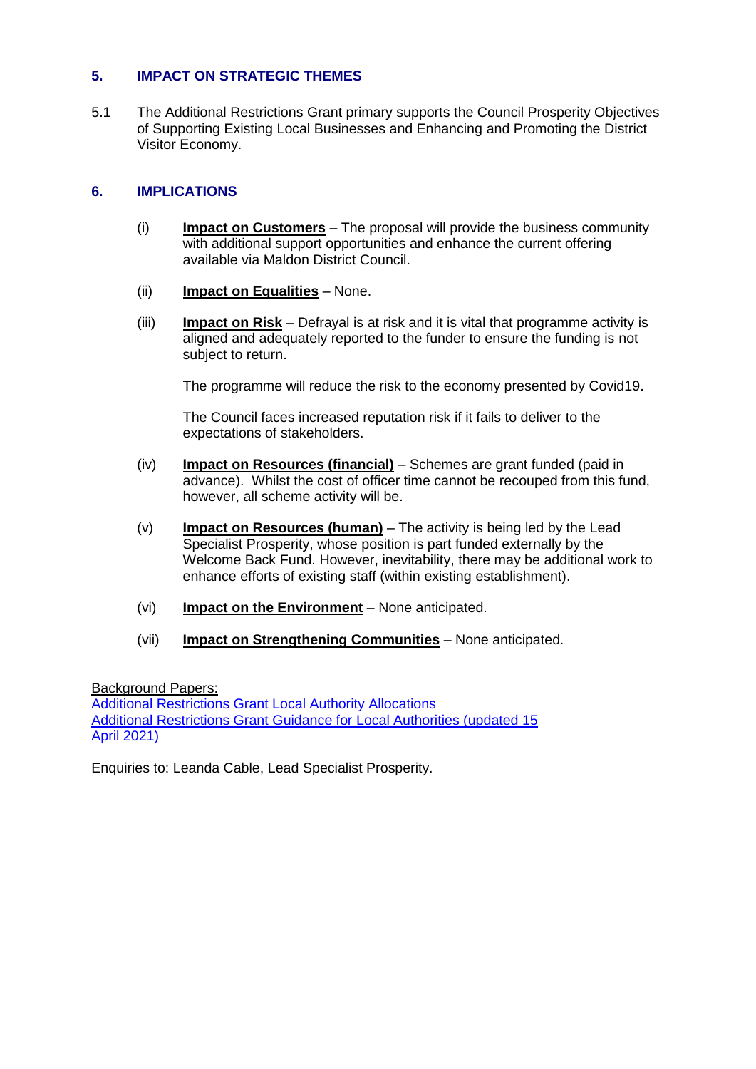## 5. IMPACT ON STRATEGIC THEMES

5.1 The Additional Restrictions Grant primary supports the Council Prosperity Objectives of Supporting Existing Local Businesses and Enhancing and Promoting the District Visitor Economy.

## 6. IMPLICATIONS

(i) **Impact on Customers** – The proposal will provide the business community with additional support opportunities and enhance the current offering available via Maldon District Council.

(ii) **Impact on Equalities** – None.

(iii) **Impact on Risk** – Defrayal is at risk and it is vital that programme activity is aligned and adequately reported to the funder to ensure the funding is not subject to return.

The programme will reduce the risk to the economy presented by Covid19.

The Council faces increased reputation risk if it fails to deliver to the expectations of stakeholders.

(iv) **Impact on Resources (financial)** – Schemes are grant funded (paid in advance). Whilst the cost of officer time cannot be recouped from this fund, however, all scheme activity will be.

(v) **Impact on Resources (human)** – The activity is being led by the Lead Specialist Prosperity, whose position is part funded externally by the Welcome Back Fund. However, inevitability, there may be additional work to enhance efforts of existing staff (within existing establishment).

(vi) **Impact on the Environment** – None anticipated.

(vii) **Impact on Strengthening Communities** – None anticipated.

Background Papers:
Additional Restrictions Grant Local Authority Allocations
Additional Restrictions Grant Guidance for Local Authorities (updated 15 April 2021)

Enquiries to: Leanda Cable, Lead Specialist Prosperity.